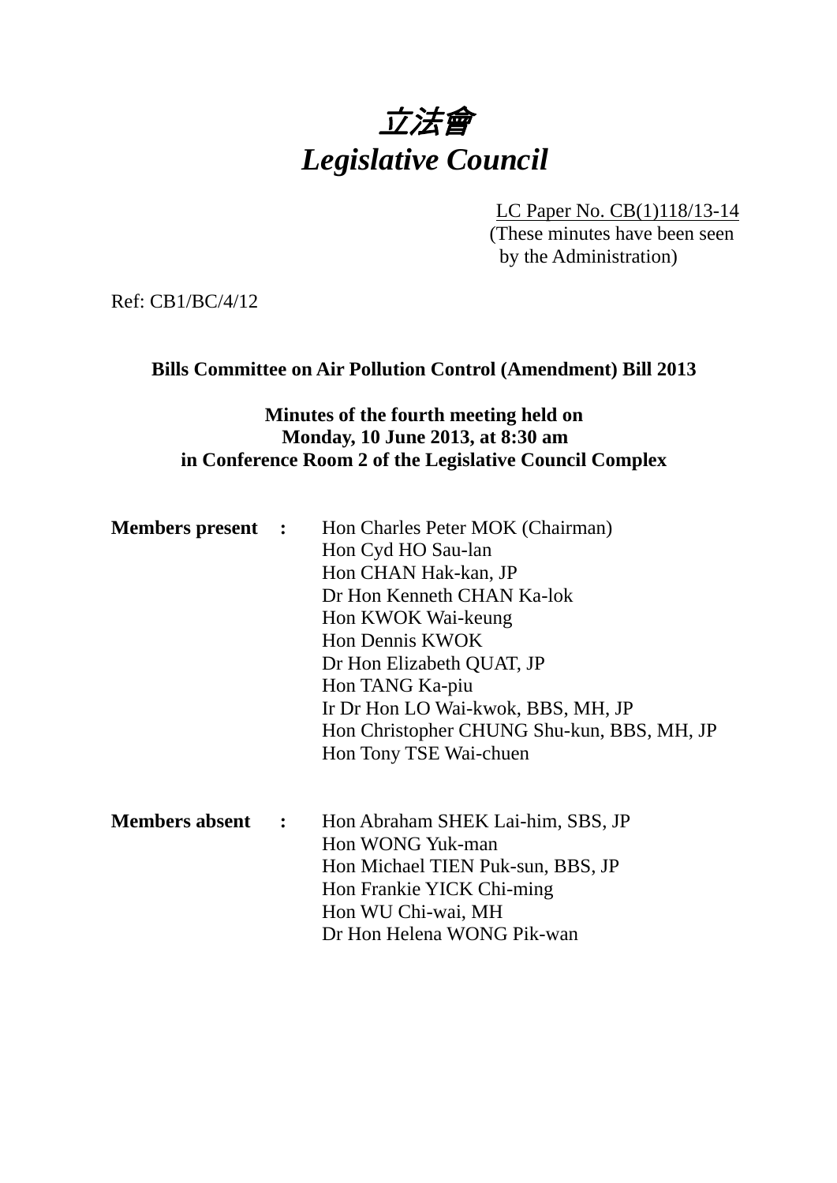# 立法會
# *Legislative Council*

LC Paper No. CB(1)118/13-14
(These minutes have been seen by the Administration)

Ref: CB1/BC/4/12

**Bills Committee on Air Pollution Control (Amendment) Bill 2013**

**Minutes of the fourth meeting held on Monday, 10 June 2013, at 8:30 am in Conference Room 2 of the Legislative Council Complex**

**Members present :**

Hon Charles Peter MOK (Chairman)
Hon Cyd HO Sau-lan
Hon CHAN Hak-kan, JP
Dr Hon Kenneth CHAN Ka-lok
Hon KWOK Wai-keung
Hon Dennis KWOK
Dr Hon Elizabeth QUAT, JP
Hon TANG Ka-piu
Ir Dr Hon LO Wai-kwok, BBS, MH, JP
Hon Christopher CHUNG Shu-kun, BBS, MH, JP
Hon Tony TSE Wai-chuen

**Members absent :**

Hon Abraham SHEK Lai-him, SBS, JP
Hon WONG Yuk-man
Hon Michael TIEN Puk-sun, BBS, JP
Hon Frankie YICK Chi-ming
Hon WU Chi-wai, MH
Dr Hon Helena WONG Pik-wan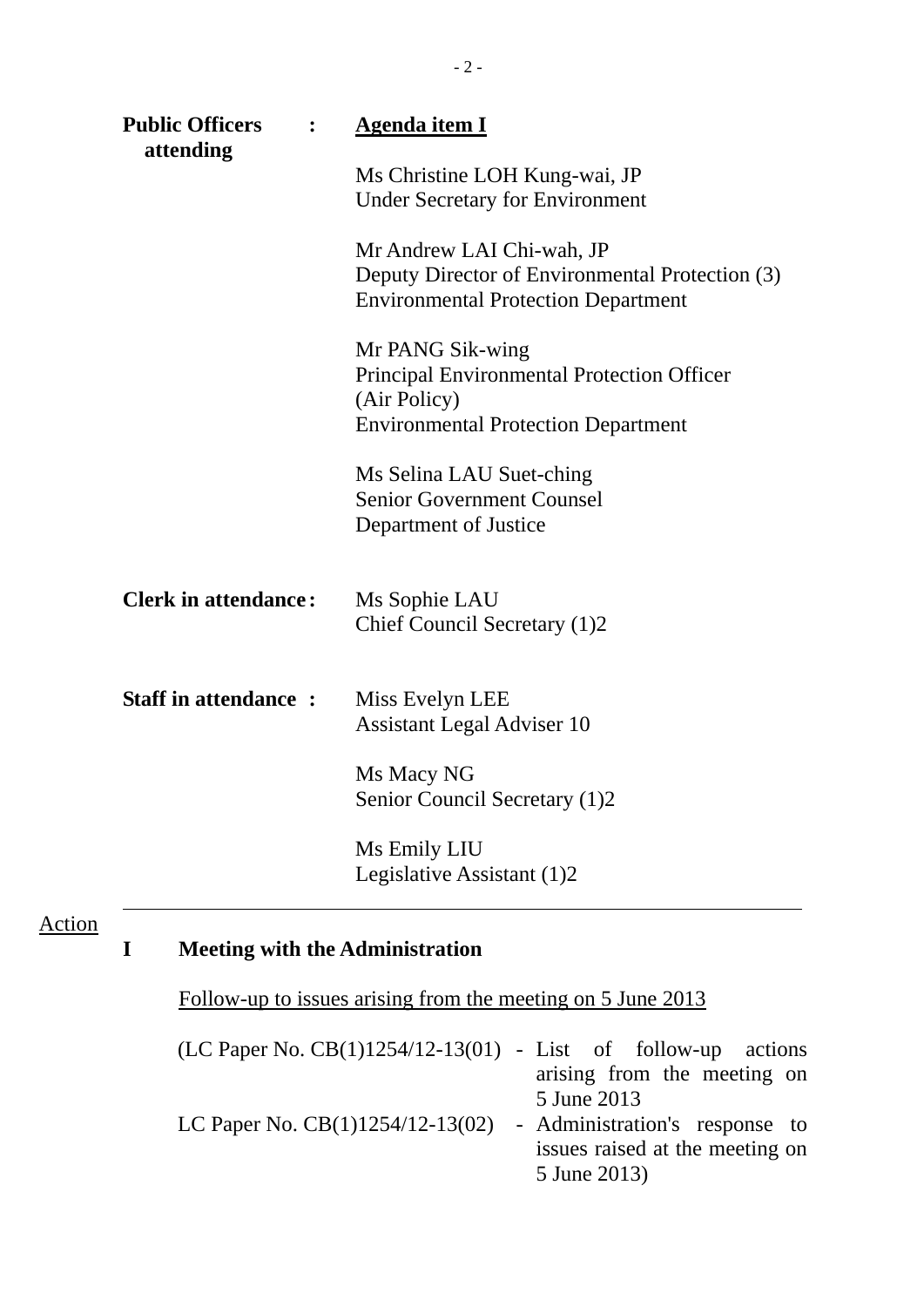**Public Officers attending** : <u>**Agenda item I**</u>

Ms Christine LOH Kung-wai, JP
Under Secretary for Environment

Mr Andrew LAI Chi-wah, JP
Deputy Director of Environmental Protection (3)
Environmental Protection Department

Mr PANG Sik-wing
Principal Environmental Protection Officer (Air Policy)
Environmental Protection Department

Ms Selina LAU Suet-ching
Senior Government Counsel
Department of Justice

**Clerk in attendance** : Ms Sophie LAU
Chief Council Secretary (1)2

**Staff in attendance** : Miss Evelyn LEE
Assistant Legal Adviser 10

Ms Macy NG
Senior Council Secretary (1)2

Ms Emily LIU
Legislative Assistant (1)2

---

<u>Action</u>

**I Meeting with the Administration**

<u>Follow-up to issues arising from the meeting on 5 June 2013</u>

(LC Paper No. CB(1)1254/12-13(01) - List of follow-up actions arising from the meeting on 5 June 2013

LC Paper No. CB(1)1254/12-13(02) - Administration's response to issues raised at the meeting on 5 June 2013)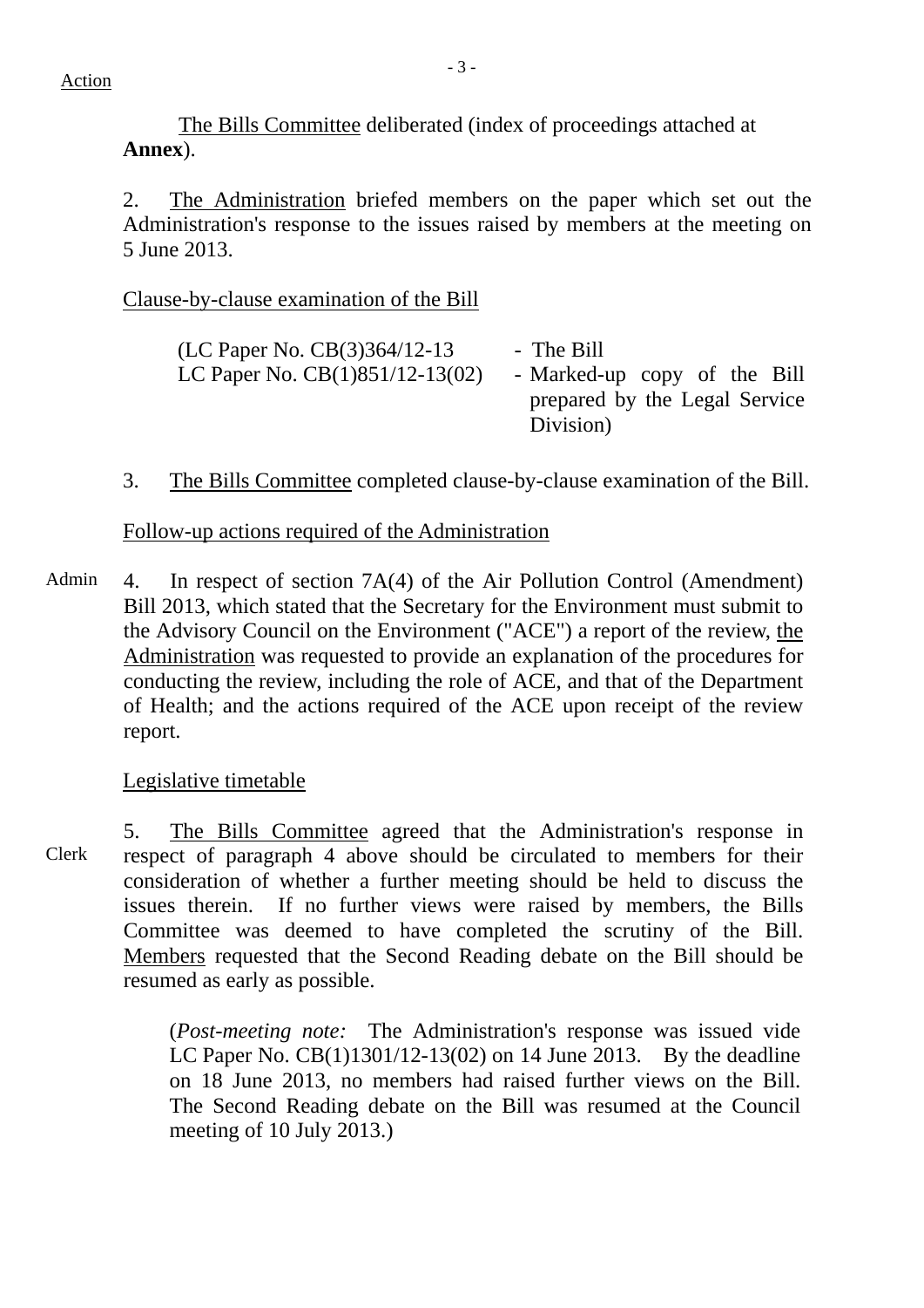Action

The Bills Committee deliberated (index of proceedings attached at **Annex**).

2. The Administration briefed members on the paper which set out the Administration's response to the issues raised by members at the meeting on 5 June 2013.

Clause-by-clause examination of the Bill

| | |
|---|---|
| (LC Paper No. CB(3)364/12-13 | - The Bill |
| LC Paper No. CB(1)851/12-13(02) | - Marked-up copy of the Bill prepared by the Legal Service Division) |

3. The Bills Committee completed clause-by-clause examination of the Bill.

Follow-up actions required of the Administration

Admin

4. In respect of section 7A(4) of the Air Pollution Control (Amendment) Bill 2013, which stated that the Secretary for the Environment must submit to the Advisory Council on the Environment ("ACE") a report of the review, the Administration was requested to provide an explanation of the procedures for conducting the review, including the role of ACE, and that of the Department of Health; and the actions required of the ACE upon receipt of the review report.

Legislative timetable

Clerk

5. The Bills Committee agreed that the Administration's response in respect of paragraph 4 above should be circulated to members for their consideration of whether a further meeting should be held to discuss the issues therein. If no further views were raised by members, the Bills Committee was deemed to have completed the scrutiny of the Bill. Members requested that the Second Reading debate on the Bill should be resumed as early as possible.

(*Post-meeting note:* The Administration's response was issued vide LC Paper No. CB(1)1301/12-13(02) on 14 June 2013. By the deadline on 18 June 2013, no members had raised further views on the Bill. The Second Reading debate on the Bill was resumed at the Council meeting of 10 July 2013.)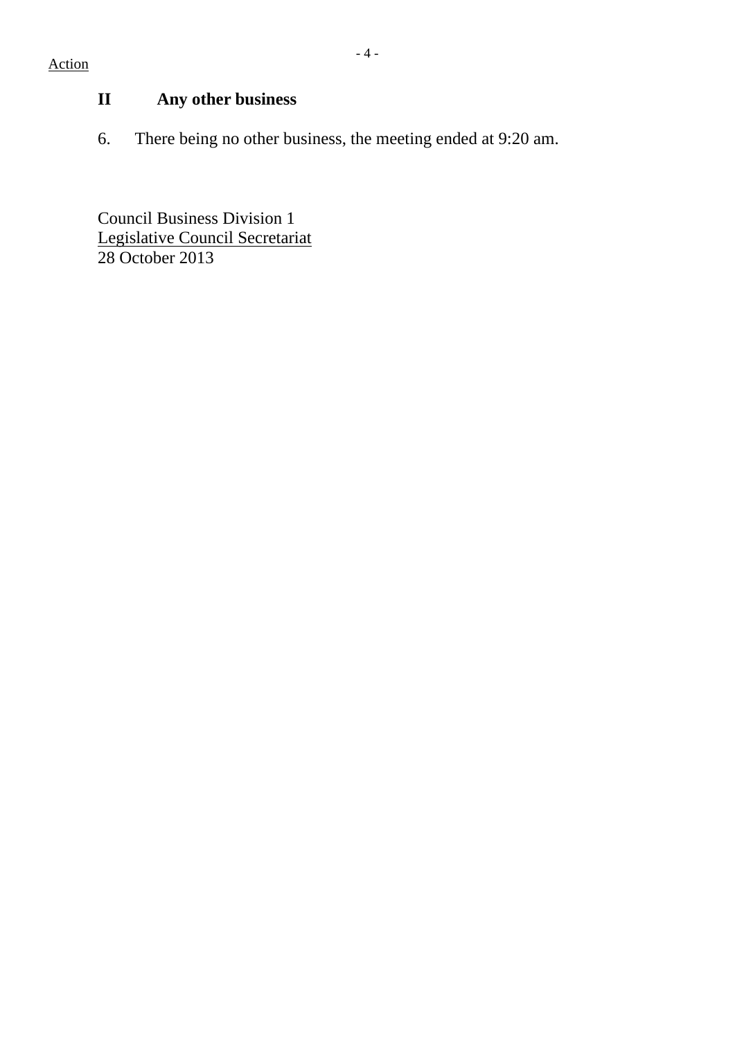Action

## II Any other business

6. There being no other business, the meeting ended at 9:20 am.

Council Business Division 1
Legislative Council Secretariat
28 October 2013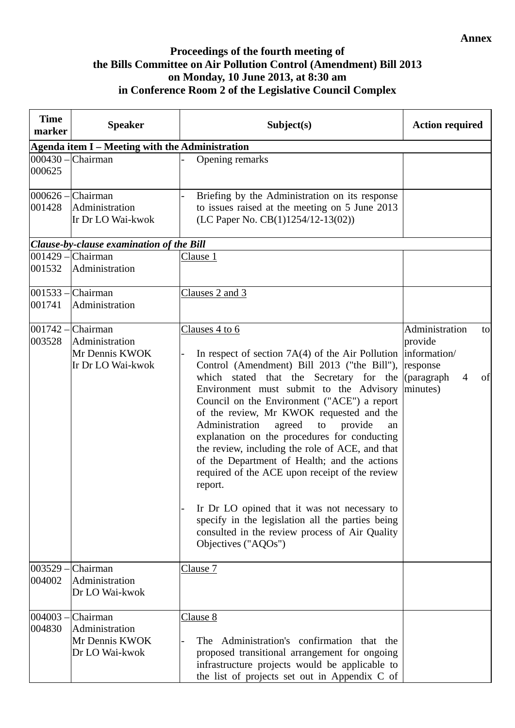**Annex**

**Proceedings of the fourth meeting of**
**the Bills Committee on Air Pollution Control (Amendment) Bill 2013**
**on Monday, 10 June 2013, at 8:30 am**
**in Conference Room 2 of the Legislative Council Complex**

| Time marker | Speaker | Subject(s) | Action required |
|---|---|---|---|
| **Agenda item I – Meeting with the Administration** | | | |
| 000430 – 000625 | Chairman | - Opening remarks | |
| 000626 – 001428 | Chairman<br>Administration<br>Ir Dr LO Wai-kwok | - Briefing by the Administration on its response to issues raised at the meeting on 5 June 2013 (LC Paper No. CB(1)1254/12-13(02)) | |
| ***Clause-by-clause examination of the Bill*** | | | |
| 001429 – 001532 | Chairman<br>Administration | Clause 1 | |
| 001533 – 001741 | Chairman<br>Administration | Clauses 2 and 3 | |
| 001742 – 003528 | Chairman<br>Administration<br>Mr Dennis KWOK<br>Ir Dr LO Wai-kwok | Clauses 4 to 6<br><br>- In respect of section 7A(4) of the Air Pollution Control (Amendment) Bill 2013 ("the Bill"), which stated that the Secretary for the Environment must submit to the Advisory Council on the Environment ("ACE") a report of the review, Mr KWOK requested and the Administration agreed to provide an explanation on the procedures for conducting the review, including the role of ACE, and that of the Department of Health; and the actions required of the ACE upon receipt of the review report.<br><br>- Ir Dr LO opined that it was not necessary to specify in the legislation all the parties being consulted in the review process of Air Quality Objectives ("AQOs") | Administration to provide information/ response (paragraph 4 of minutes) |
| 003529 – 004002 | Chairman<br>Administration<br>Dr LO Wai-kwok | Clause 7 | |
| 004003 – 004830 | Chairman<br>Administration<br>Mr Dennis KWOK<br>Dr LO Wai-kwok | Clause 8<br><br>- The Administration's confirmation that the proposed transitional arrangement for ongoing infrastructure projects would be applicable to the list of projects set out in Appendix C of | |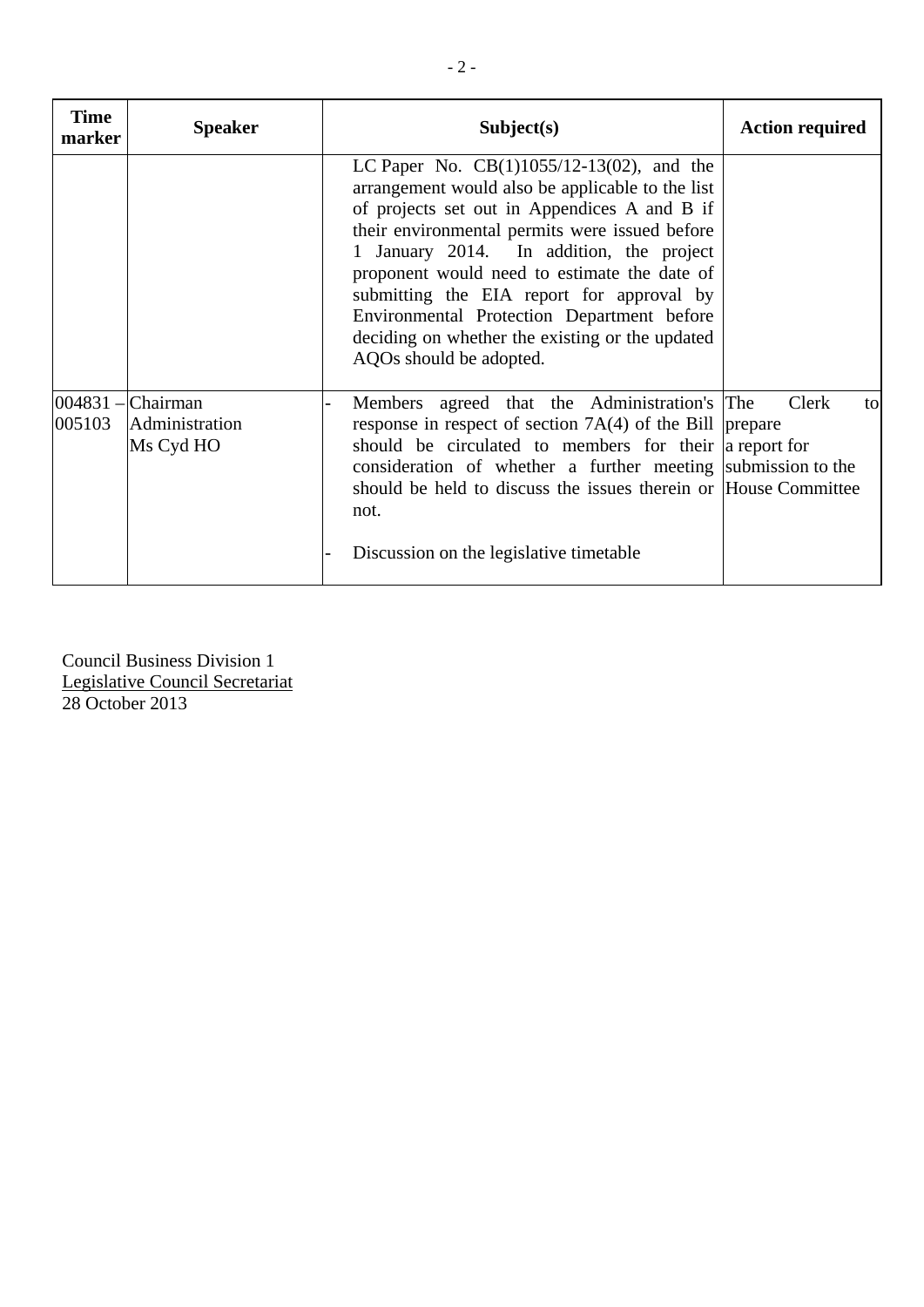| Time marker | Speaker | Subject(s) | Action required |
|---|---|---|---|
| | | LC Paper No. CB(1)1055/12-13(02), and the arrangement would also be applicable to the list of projects set out in Appendices A and B if their environmental permits were issued before 1 January 2014. In addition, the project proponent would need to estimate the date of submitting the EIA report for approval by Environmental Protection Department before deciding on whether the existing or the updated AQOs should be adopted. | |
| 004831 – 005103 | Chairman<br>Administration<br>Ms Cyd HO | - Members agreed that the Administration's response in respect of section 7A(4) of the Bill should be circulated to members for their consideration of whether a further meeting should be held to discuss the issues therein or not.<br><br>- Discussion on the legislative timetable | The Clerk to prepare a report for submission to the House Committee |

Council Business Division 1
Legislative Council Secretariat
28 October 2013